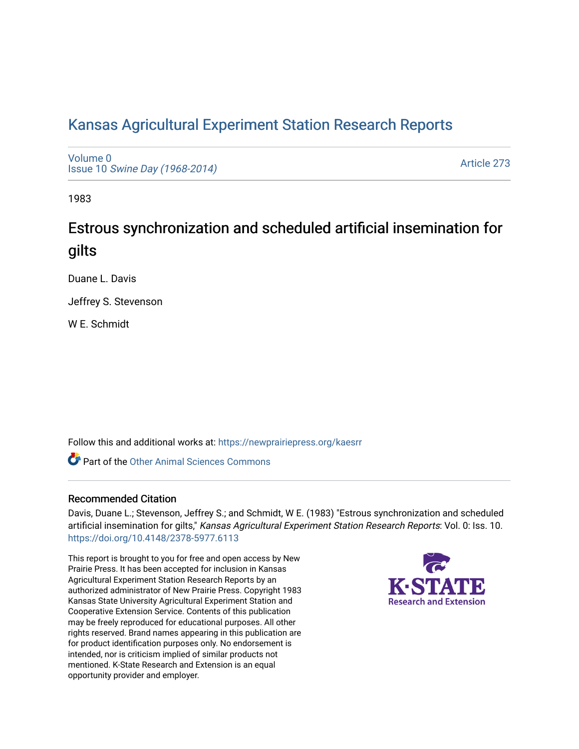# Kansas Agricultural Experiment Station Research Reports

Volume 0
Issue 10 *Swine Day (1968-2014)*

Article 273

1983

## Estrous synchronization and scheduled artificial insemination for gilts

Duane L. Davis

Jeffrey S. Stevenson

W E. Schmidt

Follow this and additional works at: https://newprairiepress.org/kaesrr

Part of the Other Animal Sciences Commons

### Recommended Citation

Davis, Duane L.; Stevenson, Jeffrey S.; and Schmidt, W E. (1983) "Estrous synchronization and scheduled artificial insemination for gilts," *Kansas Agricultural Experiment Station Research Reports*: Vol. 0: Iss. 10. https://doi.org/10.4148/2378-5977.6113

This report is brought to you for free and open access by New Prairie Press. It has been accepted for inclusion in Kansas Agricultural Experiment Station Research Reports by an authorized administrator of New Prairie Press. Copyright 1983 Kansas State University Agricultural Experiment Station and Cooperative Extension Service. Contents of this publication may be freely reproduced for educational purposes. All other rights reserved. Brand names appearing in this publication are for product identification purposes only. No endorsement is intended, nor is criticism implied of similar products not mentioned. K-State Research and Extension is an equal opportunity provider and employer.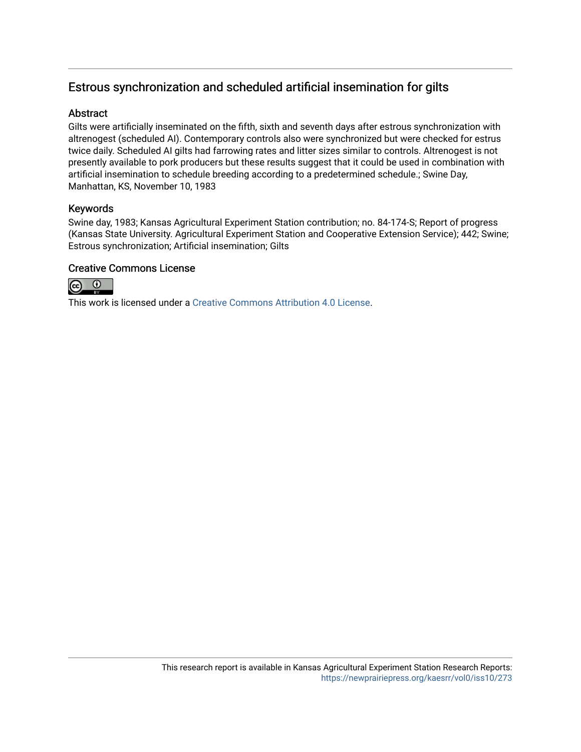# Estrous synchronization and scheduled artificial insemination for gilts

## Abstract

Gilts were artificially inseminated on the fifth, sixth and seventh days after estrous synchronization with altrenogest (scheduled AI). Contemporary controls also were synchronized but were checked for estrus twice daily. Scheduled AI gilts had farrowing rates and litter sizes similar to controls. Altrenogest is not presently available to pork producers but these results suggest that it could be used in combination with artificial insemination to schedule breeding according to a predetermined schedule.; Swine Day, Manhattan, KS, November 10, 1983

## Keywords

Swine day, 1983; Kansas Agricultural Experiment Station contribution; no. 84-174-S; Report of progress (Kansas State University. Agricultural Experiment Station and Cooperative Extension Service); 442; Swine; Estrous synchronization; Artificial insemination; Gilts

## Creative Commons License

This work is licensed under a Creative Commons Attribution 4.0 License.

This research report is available in Kansas Agricultural Experiment Station Research Reports: https://newprairiepress.org/kaesrr/vol0/iss10/273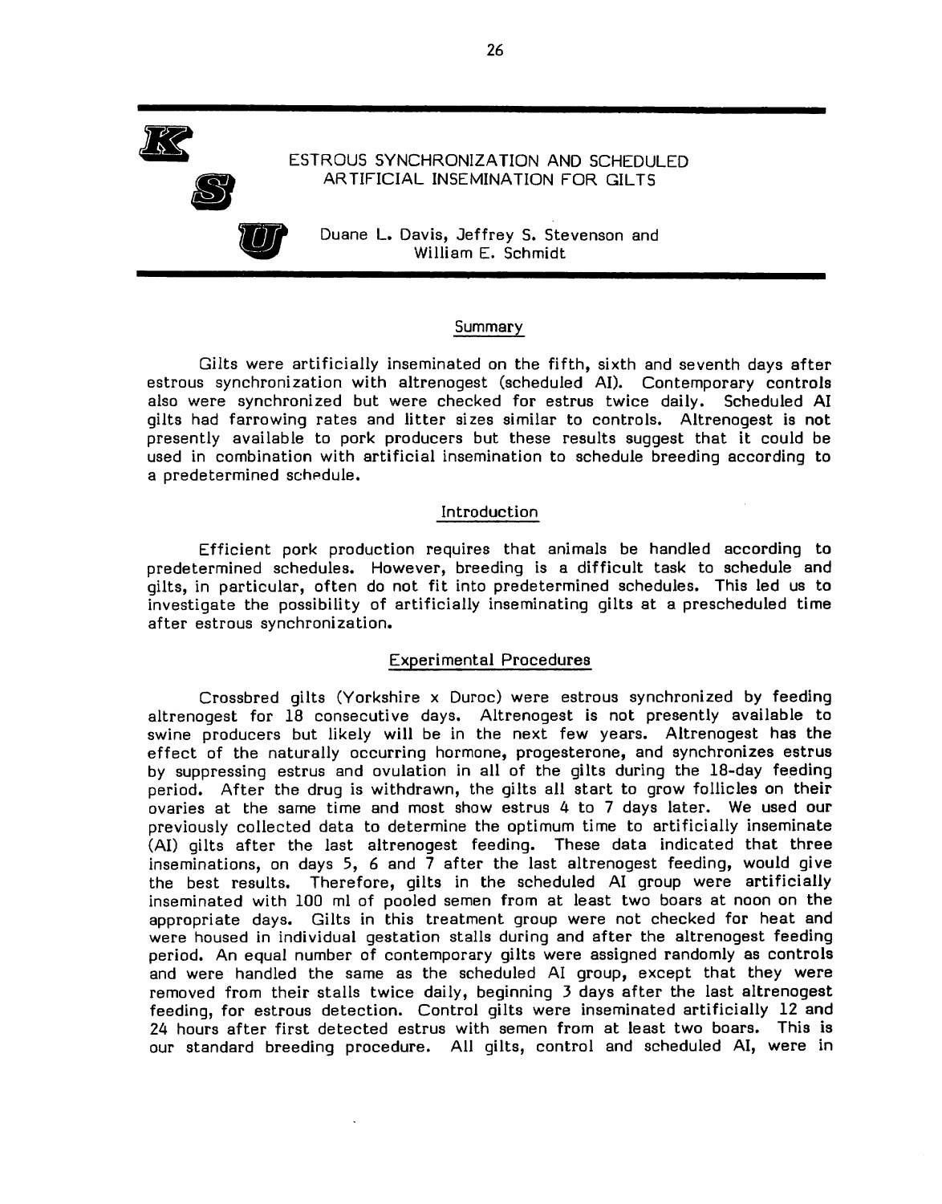# ESTROUS SYNCHRONIZATION AND SCHEDULED ARTIFICIAL INSEMINATION FOR GILTS

Duane L. Davis, Jeffrey S. Stevenson and William E. Schmidt

## Summary

Gilts were artificially inseminated on the fifth, sixth and seventh days after estrous synchronization with altrenogest (scheduled AI). Contemporary controls also were synchronized but were checked for estrus twice daily. Scheduled AI gilts had farrowing rates and litter sizes similar to controls. Altrenogest is not presently available to pork producers but these results suggest that it could be used in combination with artificial insemination to schedule breeding according to a predetermined schedule.

## Introduction

Efficient pork production requires that animals be handled according to predetermined schedules. However, breeding is a difficult task to schedule and gilts, in particular, often do not fit into predetermined schedules. This led us to investigate the possibility of artificially inseminating gilts at a prescheduled time after estrous synchronization.

## Experimental Procedures

Crossbred gilts (Yorkshire x Duroc) were estrous synchronized by feeding altrenogest for 18 consecutive days. Altrenogest is not presently available to swine producers but likely will be in the next few years. Altrenogest has the effect of the naturally occurring hormone, progesterone, and synchronizes estrus by suppressing estrus and ovulation in all of the gilts during the 18-day feeding period. After the drug is withdrawn, the gilts all start to grow follicles on their ovaries at the same time and most show estrus 4 to 7 days later. We used our previously collected data to determine the optimum time to artificially inseminate (AI) gilts after the last altrenogest feeding. These data indicated that three inseminations, on days 5, 6 and 7 after the last altrenogest feeding, would give the best results. Therefore, gilts in the scheduled AI group were artificially inseminated with 100 ml of pooled semen from at least two boars at noon on the appropriate days. Gilts in this treatment group were not checked for heat and were housed in individual gestation stalls during and after the altrenogest feeding period. An equal number of contemporary gilts were assigned randomly as controls and were handled the same as the scheduled AI group, except that they were removed from their stalls twice daily, beginning 3 days after the last altrenogest feeding, for estrous detection. Control gilts were inseminated artificially 12 and 24 hours after first detected estrus with semen from at least two boars. This is our standard breeding procedure. All gilts, control and scheduled AI, were in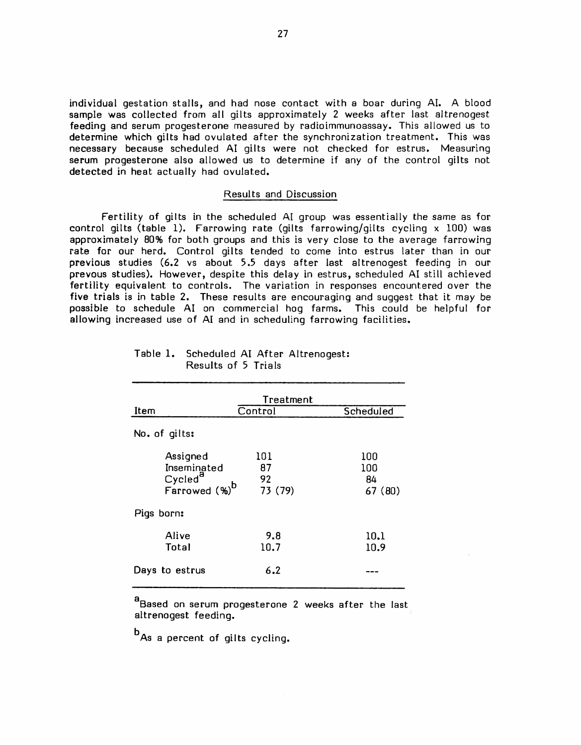individual gestation stalls, and had nose contact with a boar during AI. A blood sample was collected from all gilts approximately 2 weeks after last altrenogest feeding and serum progesterone measured by radioimmunoassay. This allowed us to determine which gilts had ovulated after the synchronization treatment. This was necessary because scheduled AI gilts were not checked for estrus. Measuring serum progesterone also allowed us to determine if any of the control gilts not detected in heat actually had ovulated.

## Results and Discussion

Fertility of gilts in the scheduled AI group was essentially the same as for control gilts (table 1). Farrowing rate (gilts farrowing/gilts cycling x 100) was approximately 80% for both groups and this is very close to the average farrowing rate for our herd. Control gilts tended to come into estrus later than in our previous studies (6.2 vs about 5.5 days after last altrenogest feeding in our prevous studies). However, despite this delay in estrus, scheduled AI still achieved fertility equivalent to controls. The variation in responses encountered over the five trials is in table 2. These results are encouraging and suggest that it may be possible to schedule AI on commercial hog farms. This could be helpful for allowing increased use of AI and in scheduling farrowing facilities.

Table 1. Scheduled AI After Altrenogest: Results of 5 Trials

| Item | Treatment | |
|---|---|---|
| | Control | Scheduled |
| No. of gilts: | | |
| Assigned | 101 | 100 |
| Inseminated | 87 | 100 |
| Cycled[a] | 92 | 84 |
| Farrowed (%)[b] | 73 (79) | 67 (80) |
| Pigs born: | | |
| Alive | 9.8 | 10.1 |
| Total | 10.7 | 10.9 |
| Days to estrus | 6.2 | --- |

[a]Based on serum progesterone 2 weeks after the last altrenogest feeding.

[b]As a percent of gilts cycling.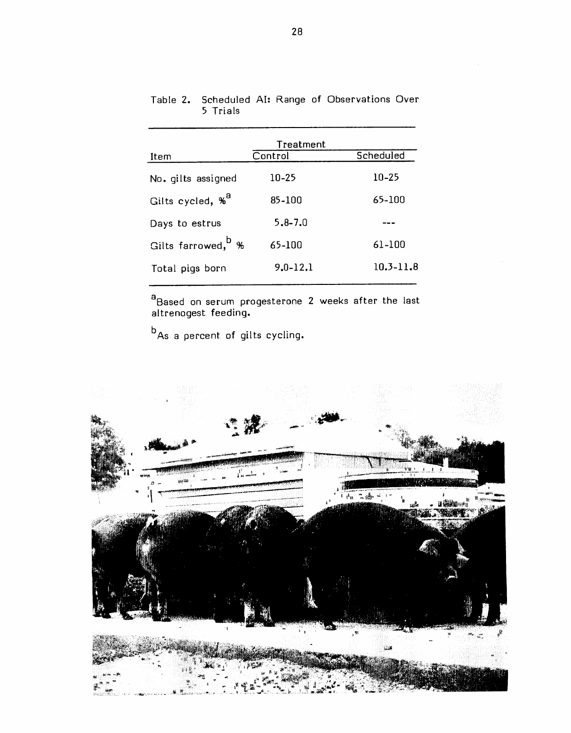Table 2. Scheduled AI: Range of Observations Over 5 Trials

| Item | Treatment | |
|---|---|---|
| | Control | Scheduled |
| No. gilts assigned | 10-25 | 10-25 |
| Gilts cycled, %[a] | 85-100 | 65-100 |
| Days to estrus | 5.8-7.0 | --- |
| Gilts farrowed,[b] % | 65-100 | 61-100 |
| Total pigs born | 9.0-12.1 | 10.3-11.8 |

[a]Based on serum progesterone 2 weeks after the last altrenogest feeding.

[b]As a percent of gilts cycling.